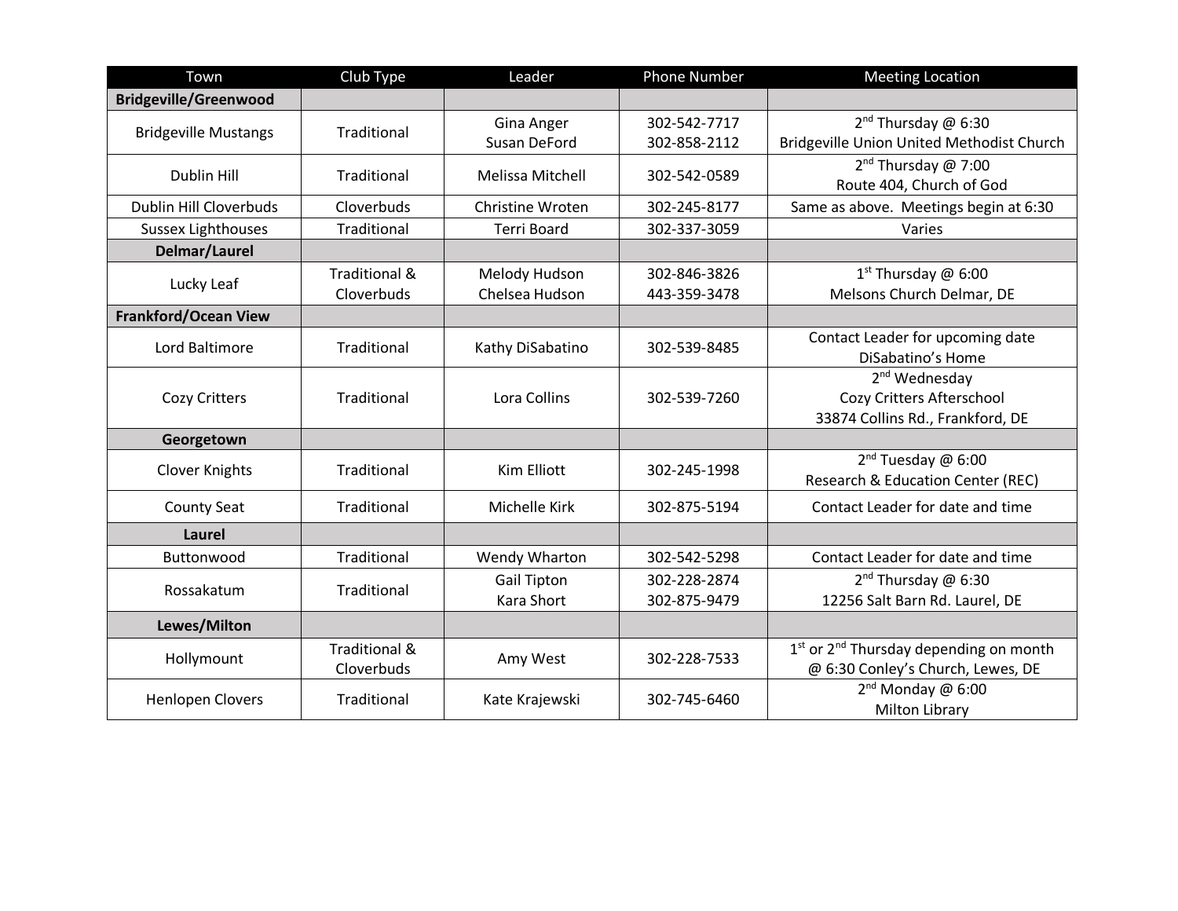| Town | Club Type | Leader | Phone Number | Meeting Location |
|---|---|---|---|---|
| **Bridgeville/Greenwood** | | | | |
| Bridgeville Mustangs | Traditional | Gina Anger<br>Susan DeFord | 302-542-7717<br>302-858-2112 | 2nd Thursday @ 6:30<br>Bridgeville Union United Methodist Church |
| Dublin Hill | Traditional | Melissa Mitchell | 302-542-0589 | 2nd Thursday @ 7:00<br>Route 404, Church of God |
| Dublin Hill Cloverbuds | Cloverbuds | Christine Wroten | 302-245-8177 | Same as above. Meetings begin at 6:30 |
| Sussex Lighthouses | Traditional | Terri Board | 302-337-3059 | Varies |
| **Delmar/Laurel** | | | | |
| Lucky Leaf | Traditional & Cloverbuds | Melody Hudson<br>Chelsea Hudson | 302-846-3826<br>443-359-3478 | 1st Thursday @ 6:00<br>Melsons Church Delmar, DE |
| **Frankford/Ocean View** | | | | |
| Lord Baltimore | Traditional | Kathy DiSabatino | 302-539-8485 | Contact Leader for upcoming date<br>DiSabatino's Home |
| Cozy Critters | Traditional | Lora Collins | 302-539-7260 | 2nd Wednesday<br>Cozy Critters Afterschool<br>33874 Collins Rd., Frankford, DE |
| **Georgetown** | | | | |
| Clover Knights | Traditional | Kim Elliott | 302-245-1998 | 2nd Tuesday @ 6:00<br>Research & Education Center (REC) |
| County Seat | Traditional | Michelle Kirk | 302-875-5194 | Contact Leader for date and time |
| **Laurel** | | | | |
| Buttonwood | Traditional | Wendy Wharton | 302-542-5298 | Contact Leader for date and time |
| Rossakatum | Traditional | Gail Tipton<br>Kara Short | 302-228-2874<br>302-875-9479 | 2nd Thursday @ 6:30<br>12256 Salt Barn Rd. Laurel, DE |
| **Lewes/Milton** | | | | |
| Hollymount | Traditional & Cloverbuds | Amy West | 302-228-7533 | 1st or 2nd Thursday depending on month @ 6:30 Conley's Church, Lewes, DE |
| Henlopen Clovers | Traditional | Kate Krajewski | 302-745-6460 | 2nd Monday @ 6:00<br>Milton Library |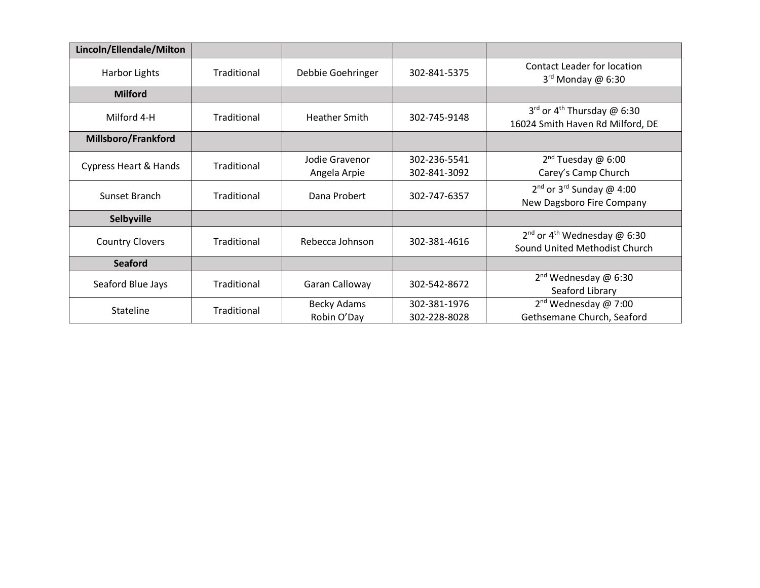| **Lincoln/Ellendale/Milton** | | | | |
|---|---|---|---|---|
| Harbor Lights | Traditional | Debbie Goehringer | 302-841-5375 | Contact Leader for location<br>3rd Monday @ 6:30 |
| **Milford** | | | | |
| Milford 4-H | Traditional | Heather Smith | 302-745-9148 | 3rd or 4th Thursday @ 6:30<br>16024 Smith Haven Rd Milford, DE |
| **Millsboro/Frankford** | | | | |
| Cypress Heart & Hands | Traditional | Jodie Gravenor<br>Angela Arpie | 302-236-5541<br>302-841-3092 | 2nd Tuesday @ 6:00<br>Carey's Camp Church |
| Sunset Branch | Traditional | Dana Probert | 302-747-6357 | 2nd or 3rd Sunday @ 4:00<br>New Dagsboro Fire Company |
| **Selbyville** | | | | |
| Country Clovers | Traditional | Rebecca Johnson | 302-381-4616 | 2nd or 4th Wednesday @ 6:30<br>Sound United Methodist Church |
| **Seaford** | | | | |
| Seaford Blue Jays | Traditional | Garan Calloway | 302-542-8672 | 2nd Wednesday @ 6:30<br>Seaford Library |
| Stateline | Traditional | Becky Adams<br>Robin O'Day | 302-381-1976<br>302-228-8028 | 2nd Wednesday @ 7:00<br>Gethsemane Church, Seaford |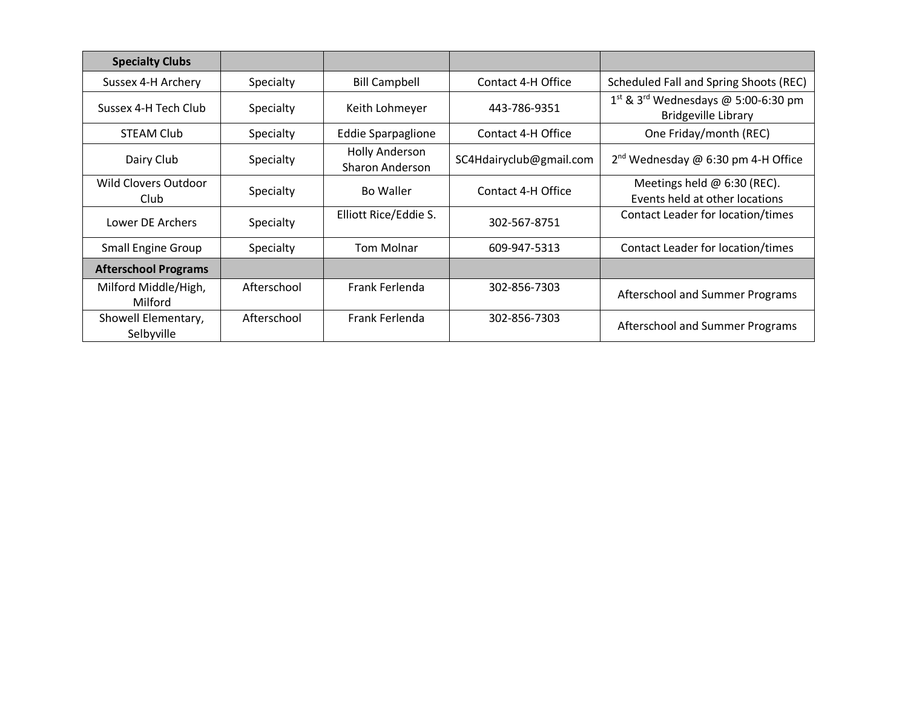| | | | | |
|---|---|---|---|---|
| **Specialty Clubs** | | | | |
| Sussex 4-H Archery | Specialty | Bill Campbell | Contact 4-H Office | Scheduled Fall and Spring Shoots (REC) |
| Sussex 4-H Tech Club | Specialty | Keith Lohmeyer | 443-786-9351 | 1st & 3rd Wednesdays @ 5:00-6:30 pm Bridgeville Library |
| STEAM Club | Specialty | Eddie Sparpaglione | Contact 4-H Office | One Friday/month (REC) |
| Dairy Club | Specialty | Holly Anderson Sharon Anderson | SC4Hdairyclub@gmail.com | 2nd Wednesday @ 6:30 pm 4-H Office |
| Wild Clovers Outdoor Club | Specialty | Bo Waller | Contact 4-H Office | Meetings held @ 6:30 (REC). Events held at other locations |
| Lower DE Archers | Specialty | Elliott Rice/Eddie S. | 302-567-8751 | Contact Leader for location/times |
| Small Engine Group | Specialty | Tom Molnar | 609-947-5313 | Contact Leader for location/times |
| **Afterschool Programs** | | | | |
| Milford Middle/High, Milford | Afterschool | Frank Ferlenda | 302-856-7303 | Afterschool and Summer Programs |
| Showell Elementary, Selbyville | Afterschool | Frank Ferlenda | 302-856-7303 | Afterschool and Summer Programs |